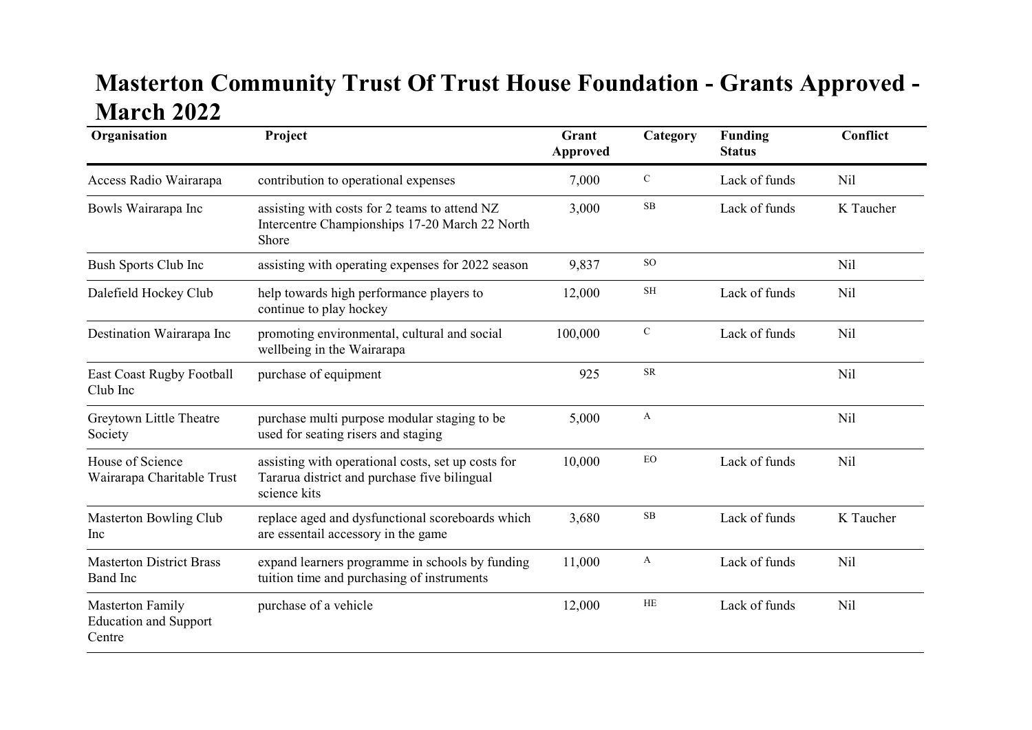# Masterton Community Trust Of Trust House Foundation - Grants Approved - March 2022

| Organisation | Project | Grant Approved | Category | Funding Status | Conflict |
|---|---|---|---|---|---|
| Access Radio Wairarapa | contribution to operational expenses | 7,000 | C | Lack of funds | Nil |
| Bowls Wairarapa Inc | assisting with costs for 2 teams to attend NZ Intercentre Championships 17-20 March 22 North Shore | 3,000 | SB | Lack of funds | K Taucher |
| Bush Sports Club Inc | assisting with operating expenses for 2022 season | 9,837 | SO | | Nil |
| Dalefield Hockey Club | help towards high performance players to continue to play hockey | 12,000 | SH | Lack of funds | Nil |
| Destination Wairarapa Inc | promoting environmental, cultural and social wellbeing in the Wairarapa | 100,000 | C | Lack of funds | Nil |
| East Coast Rugby Football Club Inc | purchase of equipment | 925 | SR | | Nil |
| Greytown Little Theatre Society | purchase multi purpose modular staging to be used for seating risers and staging | 5,000 | A | | Nil |
| House of Science Wairarapa Charitable Trust | assisting with operational costs, set up costs for Tararua district and purchase five bilingual science kits | 10,000 | EO | Lack of funds | Nil |
| Masterton Bowling Club Inc | replace aged and dysfunctional scoreboards which are essentail accessory in the game | 3,680 | SB | Lack of funds | K Taucher |
| Masterton District Brass Band Inc | expand learners programme in schools by funding tuition time and purchasing of instruments | 11,000 | A | Lack of funds | Nil |
| Masterton Family Education and Support Centre | purchase of a vehicle | 12,000 | HE | Lack of funds | Nil |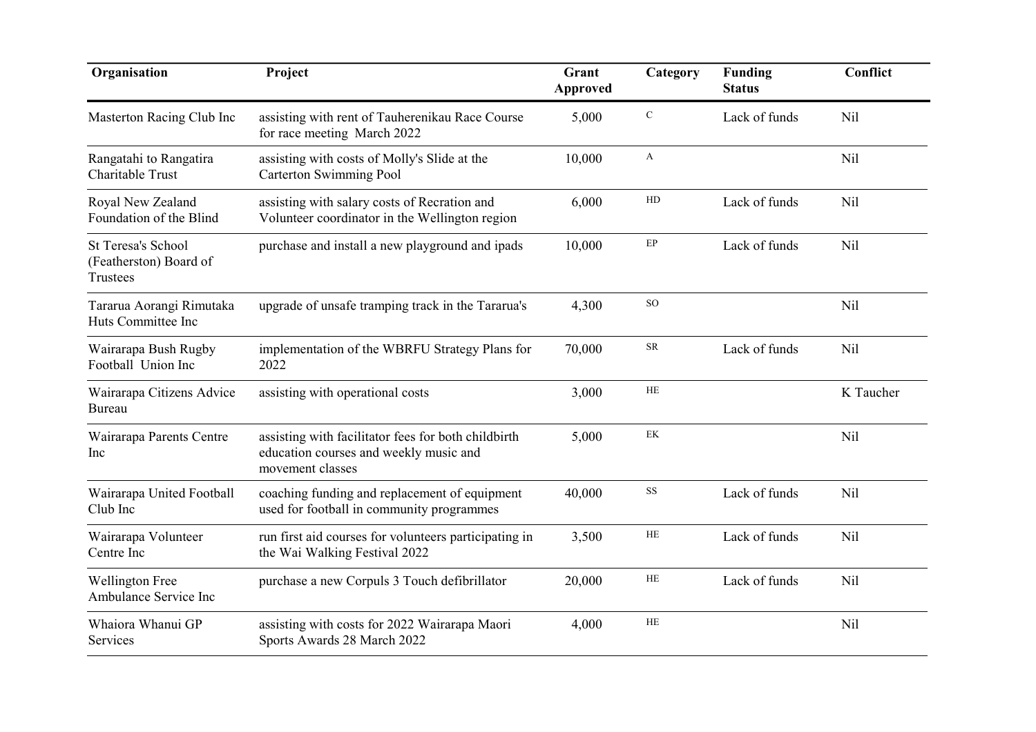| Organisation | Project | Grant Approved | Category | Funding Status | Conflict |
|---|---|---|---|---|---|
| Masterton Racing Club Inc | assisting with rent of Tauherenikau Race Course for race meeting March 2022 | 5,000 | C | Lack of funds | Nil |
| Rangatahi to Rangatira Charitable Trust | assisting with costs of Molly's Slide at the Carterton Swimming Pool | 10,000 | A | | Nil |
| Royal New Zealand Foundation of the Blind | assisting with salary costs of Recration and Volunteer coordinator in the Wellington region | 6,000 | HD | Lack of funds | Nil |
| St Teresa's School (Featherston) Board of Trustees | purchase and install a new playground and ipads | 10,000 | EP | Lack of funds | Nil |
| Tararua Aorangi Rimutaka Huts Committee Inc | upgrade of unsafe tramping track in the Tararua's | 4,300 | SO | | Nil |
| Wairarapa Bush Rugby Football Union Inc | implementation of the WBRFU Strategy Plans for 2022 | 70,000 | SR | Lack of funds | Nil |
| Wairarapa Citizens Advice Bureau | assisting with operational costs | 3,000 | HE | | K Taucher |
| Wairarapa Parents Centre Inc | assisting with facilitator fees for both childbirth education courses and weekly music and movement classes | 5,000 | EK | | Nil |
| Wairarapa United Football Club Inc | coaching funding and replacement of equipment used for football in community programmes | 40,000 | SS | Lack of funds | Nil |
| Wairarapa Volunteer Centre Inc | run first aid courses for volunteers participating in the Wai Walking Festival 2022 | 3,500 | HE | Lack of funds | Nil |
| Wellington Free Ambulance Service Inc | purchase a new Corpuls 3 Touch defibrillator | 20,000 | HE | Lack of funds | Nil |
| Whaiora Whanui GP Services | assisting with costs for 2022 Wairarapa Maori Sports Awards 28 March 2022 | 4,000 | HE | | Nil |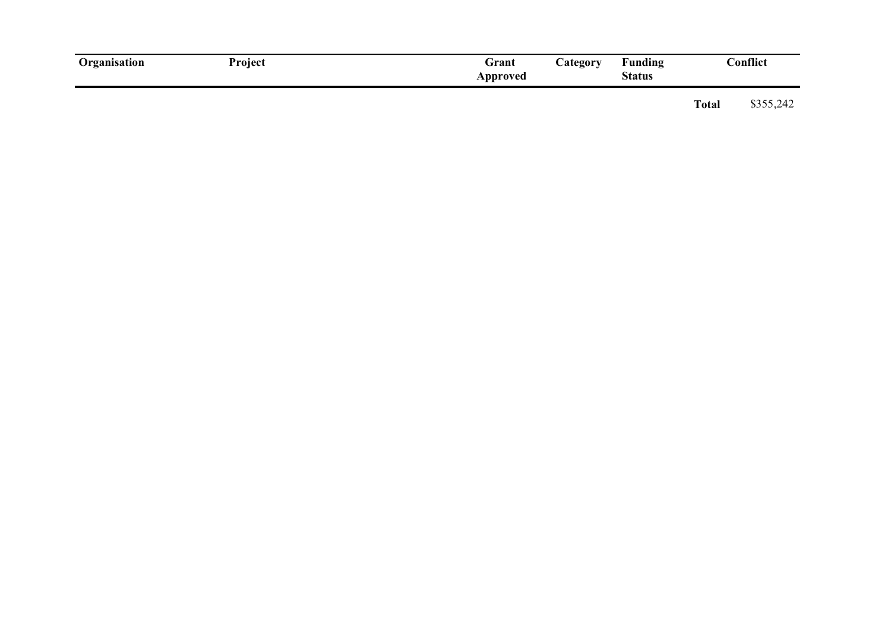| Organisation | Project | Grant Approved | Category | Funding Status | Conflict |
|---|---|---|---|---|---|
| | | | | **Total** | $355,242 |